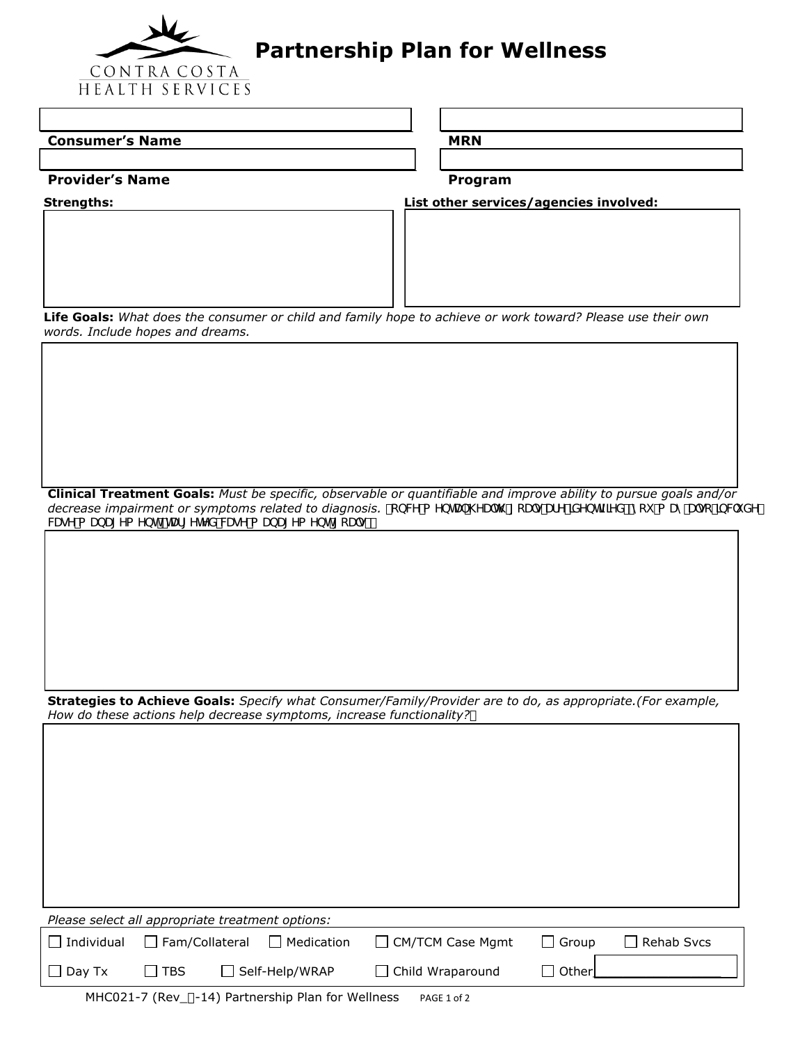CONTRA COSTA
HEALTH SERVICES

# Partnership Plan for Wellness

| | |
|---|---|
| **Consumer's Name** | **MRN** |
| **Provider's Name** | **Program** |

**Strengths:**

**List other services/agencies involved:**

**Life Goals:** *What does the consumer or child and family hope to achieve or work toward? Please use their own words. Include hopes and dreams.*

**Clinical Treatment Goals:** *Must be specific, observable or quantifiable and improve ability to pursue goals and/or decrease impairment or symptoms related to diagnosis.* RQFH PHQWDO KHDOWK JRDOV DUH LGHQWLILHG E\ \RX PD\ DOVR LQFOXGH FDVH PDQDJHPHQW WDUJHWHG FDVH PDQDJHPHQW JRDOV

**Strategies to Achieve Goals:** *Specify what Consumer/Family/Provider are to do, as appropriate.(For example, How do these actions help decrease symptoms, increase functionality?*

*Please select all appropriate treatment options:*

| | | | | | |
|---|---|---|---|---|---|
| ☐ Individual | ☐ Fam/Collateral | ☐ Medication | ☐ CM/TCM Case Mgmt | ☐ Group | ☐ Rehab Svcs |
| ☐ Day Tx | ☐ TBS | ☐ Self-Help/WRAP | ☐ Child Wraparound | ☐ Other | |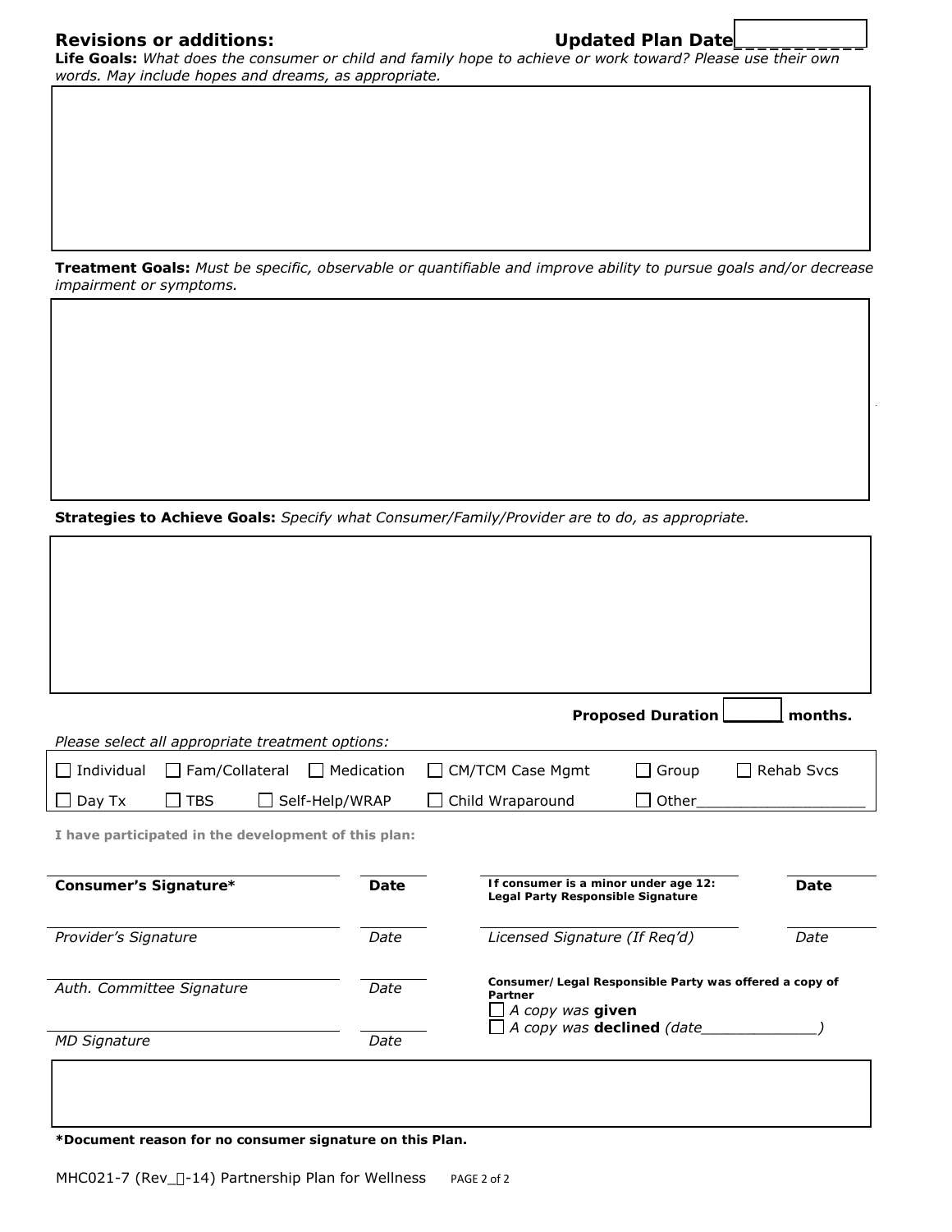**Revisions or additions:** **Updated Plan Date**___________

**Life Goals:** *What does the consumer or child and family hope to achieve or work toward? Please use their own words. May include hopes and dreams, as appropriate.*

**Treatment Goals:** *Must be specific, observable or quantifiable and improve ability to pursue goals and/or decrease impairment or symptoms.*

**Strategies to Achieve Goals:** *Specify what Consumer/Family/Provider are to do, as appropriate.*

**Proposed Duration** ______ **months.**

*Please select all appropriate treatment options:*

| | | | | | |
|---|---|---|---|---|---|
| ☐ Individual | ☐ Fam/Collateral | ☐ Medication | ☐ CM/TCM Case Mgmt | ☐ Group | ☐ Rehab Svcs |
| ☐ Day Tx | ☐ TBS | ☐ Self-Help/WRAP | ☐ Child Wraparound | ☐ Other___________________ | |

**I have participated in the development of this plan:**

| | | | |
|---|---|---|---|
| **Consumer's Signature*** | **Date** | **If consumer is a minor under age 12: Legal Party Responsible Signature** | **Date** |
| *Provider's Signature* | *Date* | *Licensed Signature (If Req'd)* | *Date* |
| *Auth. Committee Signature* | *Date* | **Consumer/ Legal Responsible Party was offered a copy of Partner** ☐ *A copy was* **given** ☐ *A copy was* **declined** *(date_____________)* | |
| *MD Signature* | *Date* | | |

***Document reason for no consumer signature on this Plan.**

MHC021-7 (Rev_-14) Partnership Plan for Wellness